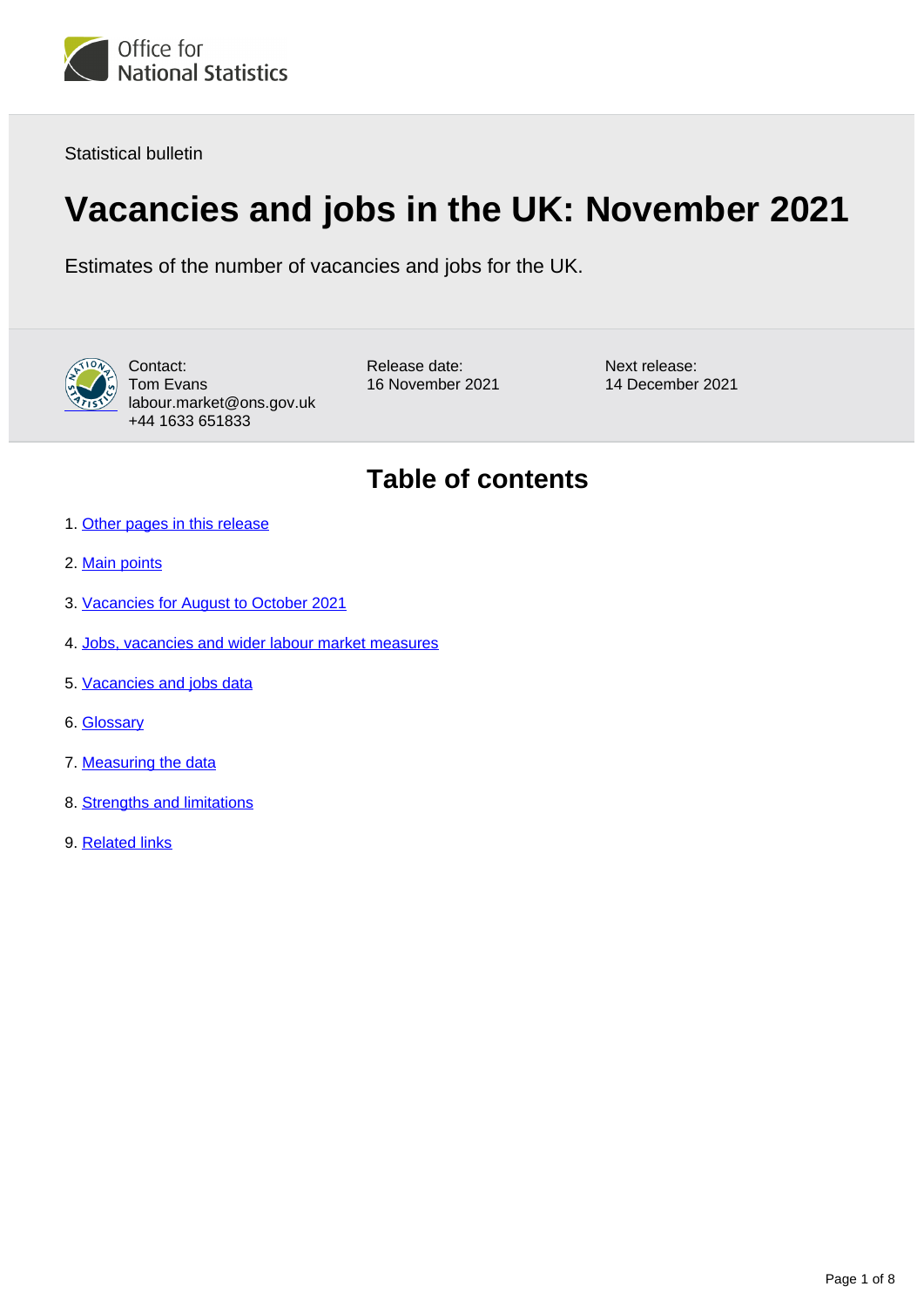Office for National Statistics

Statistical bulletin

# Vacancies and jobs in the UK: November 2021

Estimates of the number of vacancies and jobs for the UK.

Contact:
Tom Evans
labour.market@ons.gov.uk
+44 1633 651833

Release date:
16 November 2021

Next release:
14 December 2021

## Table of contents

1. Other pages in this release
2. Main points
3. Vacancies for August to October 2021
4. Jobs, vacancies and wider labour market measures
5. Vacancies and jobs data
6. Glossary
7. Measuring the data
8. Strengths and limitations
9. Related links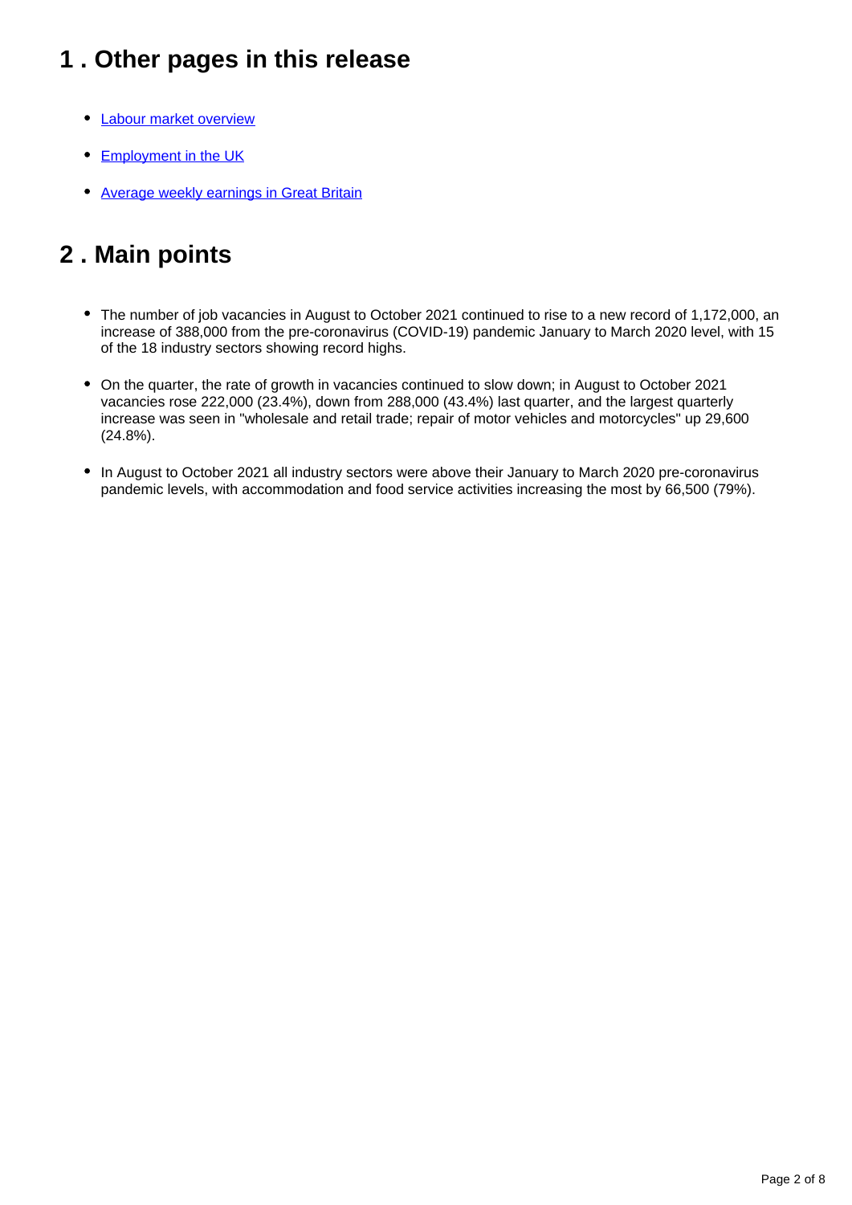## 1 . Other pages in this release

- Labour market overview
- Employment in the UK
- Average weekly earnings in Great Britain

## 2 . Main points

- The number of job vacancies in August to October 2021 continued to rise to a new record of 1,172,000, an increase of 388,000 from the pre-coronavirus (COVID-19) pandemic January to March 2020 level, with 15 of the 18 industry sectors showing record highs.
- On the quarter, the rate of growth in vacancies continued to slow down; in August to October 2021 vacancies rose 222,000 (23.4%), down from 288,000 (43.4%) last quarter, and the largest quarterly increase was seen in "wholesale and retail trade; repair of motor vehicles and motorcycles" up 29,600 (24.8%).
- In August to October 2021 all industry sectors were above their January to March 2020 pre-coronavirus pandemic levels, with accommodation and food service activities increasing the most by 66,500 (79%).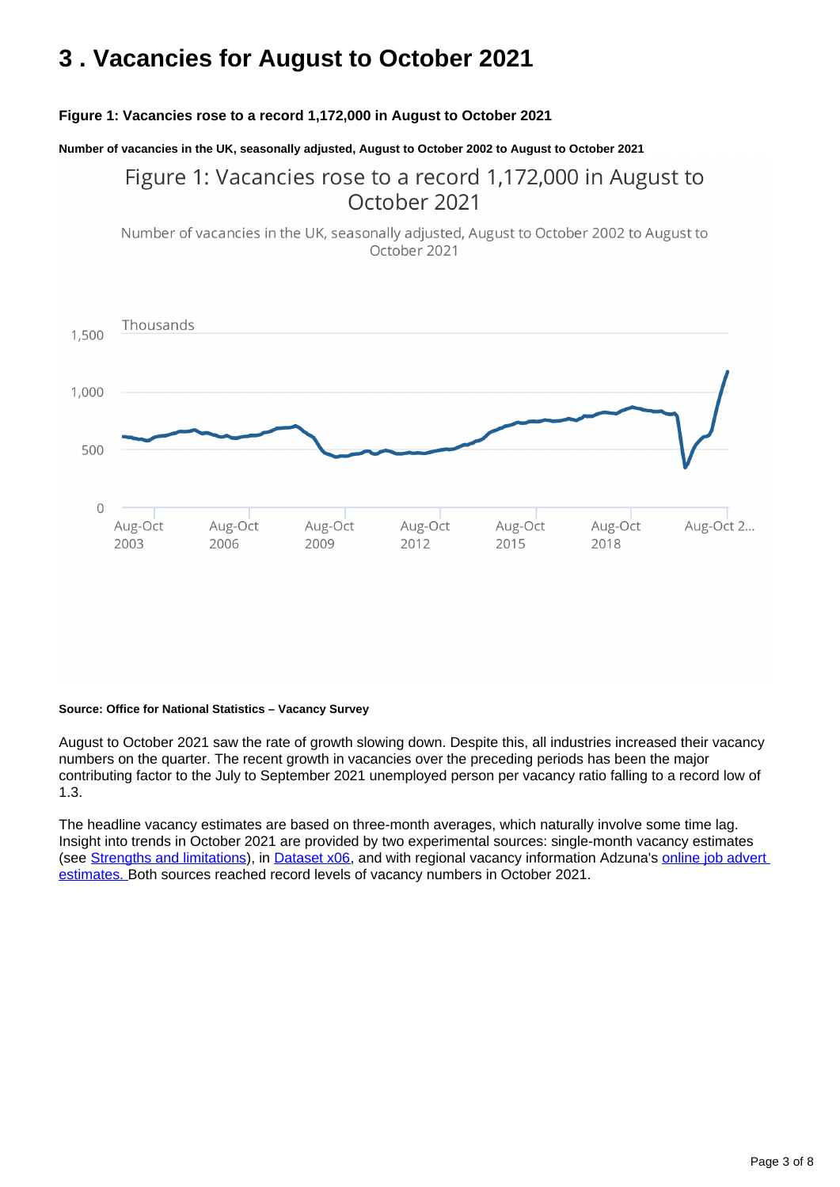# 3 . Vacancies for August to October 2021

**Figure 1: Vacancies rose to a record 1,172,000 in August to October 2021**

**Number of vacancies in the UK, seasonally adjusted, August to October 2002 to August to October 2021**

**Source: Office for National Statistics – Vacancy Survey**

August to October 2021 saw the rate of growth slowing down. Despite this, all industries increased their vacancy numbers on the quarter. The recent growth in vacancies over the preceding periods has been the major contributing factor to the July to September 2021 unemployed person per vacancy ratio falling to a record low of 1.3.

The headline vacancy estimates are based on three-month averages, which naturally involve some time lag. Insight into trends in October 2021 are provided by two experimental sources: single-month vacancy estimates (see [Strengths and limitations]), in [Dataset x06], and with regional vacancy information Adzuna's [online job advert estimates.] Both sources reached record levels of vacancy numbers in October 2021.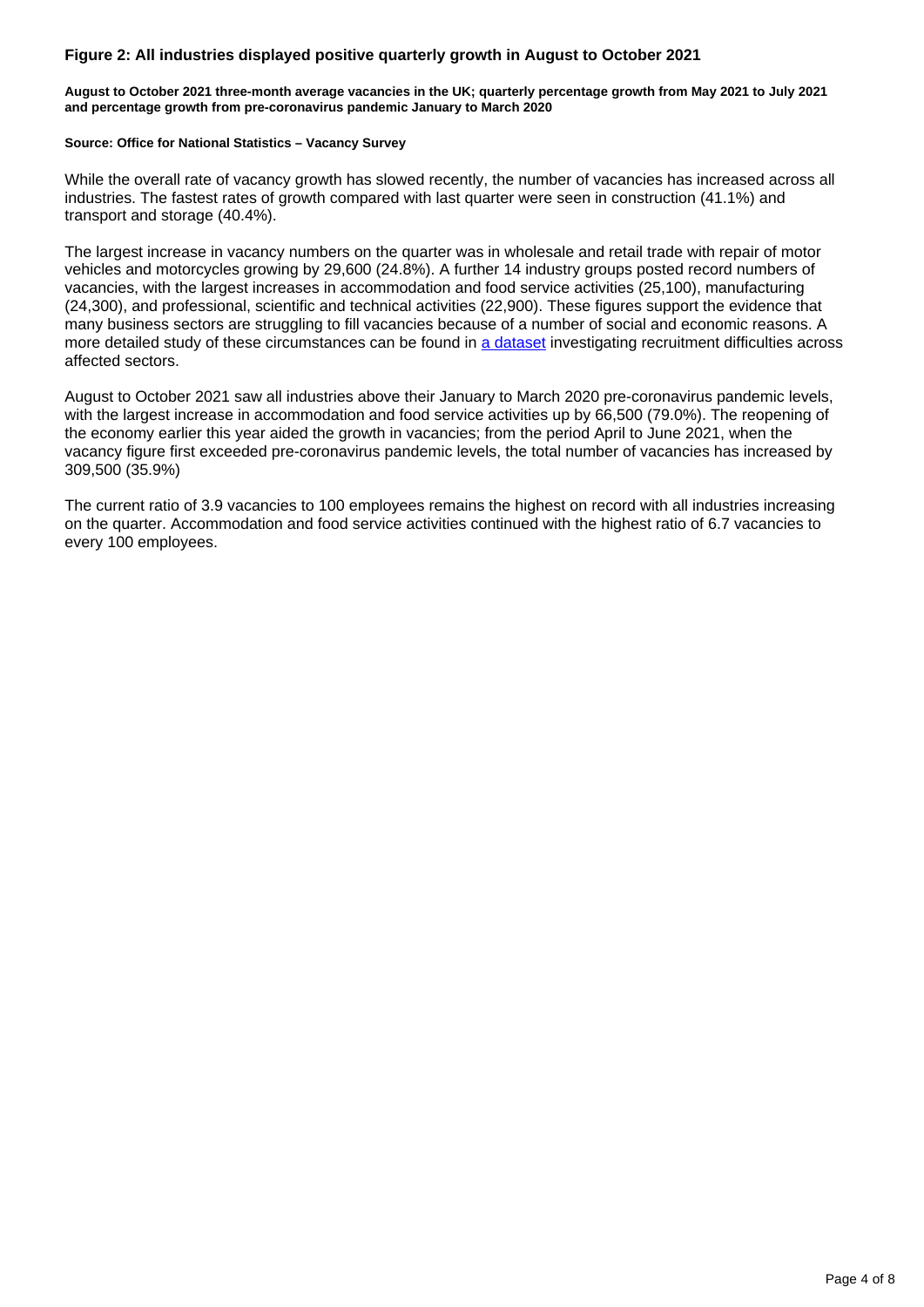### Figure 2: All industries displayed positive quarterly growth in August to October 2021

**August to October 2021 three-month average vacancies in the UK; quarterly percentage growth from May 2021 to July 2021 and percentage growth from pre-coronavirus pandemic January to March 2020**

**Source: Office for National Statistics – Vacancy Survey**

While the overall rate of vacancy growth has slowed recently, the number of vacancies has increased across all industries. The fastest rates of growth compared with last quarter were seen in construction (41.1%) and transport and storage (40.4%).

The largest increase in vacancy numbers on the quarter was in wholesale and retail trade with repair of motor vehicles and motorcycles growing by 29,600 (24.8%). A further 14 industry groups posted record numbers of vacancies, with the largest increases in accommodation and food service activities (25,100), manufacturing (24,300), and professional, scientific and technical activities (22,900). These figures support the evidence that many business sectors are struggling to fill vacancies because of a number of social and economic reasons. A more detailed study of these circumstances can be found in a dataset investigating recruitment difficulties across affected sectors.

August to October 2021 saw all industries above their January to March 2020 pre-coronavirus pandemic levels, with the largest increase in accommodation and food service activities up by 66,500 (79.0%). The reopening of the economy earlier this year aided the growth in vacancies; from the period April to June 2021, when the vacancy figure first exceeded pre-coronavirus pandemic levels, the total number of vacancies has increased by 309,500 (35.9%)

The current ratio of 3.9 vacancies to 100 employees remains the highest on record with all industries increasing on the quarter. Accommodation and food service activities continued with the highest ratio of 6.7 vacancies to every 100 employees.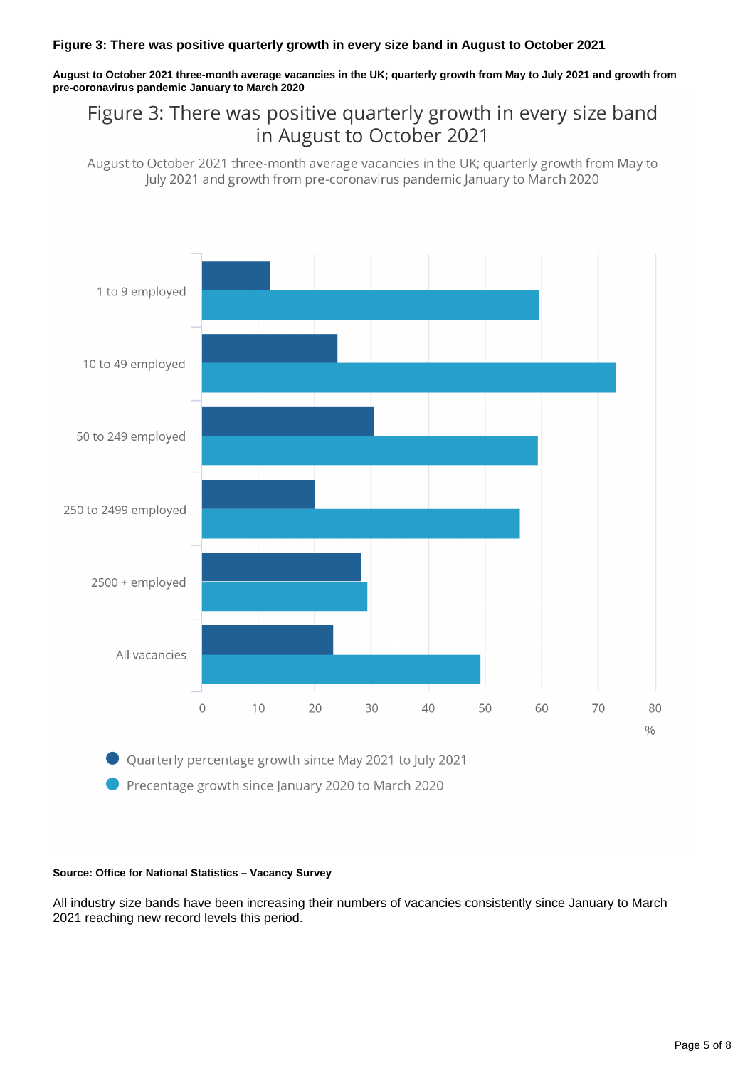**Figure 3: There was positive quarterly growth in every size band in August to October 2021**

**August to October 2021 three-month average vacancies in the UK; quarterly growth from May to July 2021 and growth from pre-coronavirus pandemic January to March 2020**

**Source: Office for National Statistics – Vacancy Survey**

All industry size bands have been increasing their numbers of vacancies consistently since January to March 2021 reaching new record levels this period.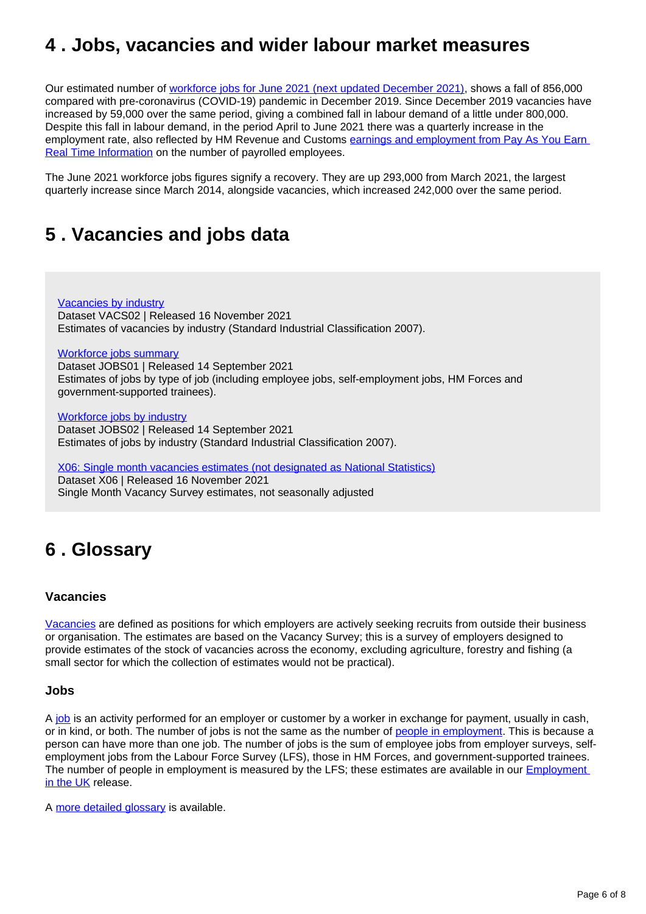## 4 . Jobs, vacancies and wider labour market measures

Our estimated number of workforce jobs for June 2021 (next updated December 2021), shows a fall of 856,000 compared with pre-coronavirus (COVID-19) pandemic in December 2019. Since December 2019 vacancies have increased by 59,000 over the same period, giving a combined fall in labour demand of a little under 800,000. Despite this fall in labour demand, in the period April to June 2021 there was a quarterly increase in the employment rate, also reflected by HM Revenue and Customs earnings and employment from Pay As You Earn Real Time Information on the number of payrolled employees.

The June 2021 workforce jobs figures signify a recovery. They are up 293,000 from March 2021, the largest quarterly increase since March 2014, alongside vacancies, which increased 242,000 over the same period.

## 5 . Vacancies and jobs data

Vacancies by industry
Dataset VACS02 | Released 16 November 2021
Estimates of vacancies by industry (Standard Industrial Classification 2007).

Workforce jobs summary
Dataset JOBS01 | Released 14 September 2021
Estimates of jobs by type of job (including employee jobs, self-employment jobs, HM Forces and government-supported trainees).

Workforce jobs by industry
Dataset JOBS02 | Released 14 September 2021
Estimates of jobs by industry (Standard Industrial Classification 2007).

X06: Single month vacancies estimates (not designated as National Statistics)
Dataset X06 | Released 16 November 2021
Single Month Vacancy Survey estimates, not seasonally adjusted

## 6 . Glossary

### Vacancies

Vacancies are defined as positions for which employers are actively seeking recruits from outside their business or organisation. The estimates are based on the Vacancy Survey; this is a survey of employers designed to provide estimates of the stock of vacancies across the economy, excluding agriculture, forestry and fishing (a small sector for which the collection of estimates would not be practical).

### Jobs

A job is an activity performed for an employer or customer by a worker in exchange for payment, usually in cash, or in kind, or both. The number of jobs is not the same as the number of people in employment. This is because a person can have more than one job. The number of jobs is the sum of employee jobs from employer surveys, self-employment jobs from the Labour Force Survey (LFS), those in HM Forces, and government-supported trainees. The number of people in employment is measured by the LFS; these estimates are available in our Employment in the UK release.

A more detailed glossary is available.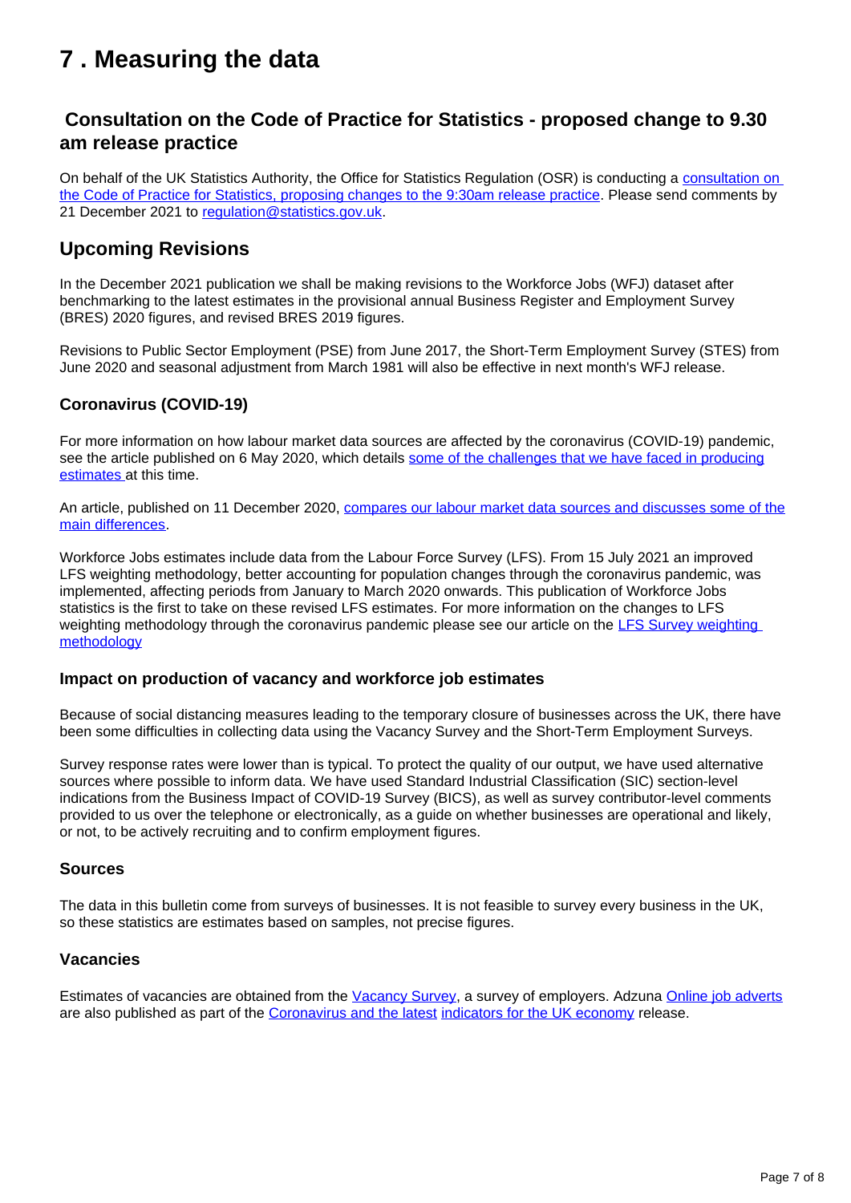# 7 . Measuring the data

## Consultation on the Code of Practice for Statistics - proposed change to 9.30 am release practice

On behalf of the UK Statistics Authority, the Office for Statistics Regulation (OSR) is conducting a consultation on the Code of Practice for Statistics, proposing changes to the 9:30am release practice. Please send comments by 21 December 2021 to regulation@statistics.gov.uk.

## Upcoming Revisions

In the December 2021 publication we shall be making revisions to the Workforce Jobs (WFJ) dataset after benchmarking to the latest estimates in the provisional annual Business Register and Employment Survey (BRES) 2020 figures, and revised BRES 2019 figures.

Revisions to Public Sector Employment (PSE) from June 2017, the Short-Term Employment Survey (STES) from June 2020 and seasonal adjustment from March 1981 will also be effective in next month's WFJ release.

### Coronavirus (COVID-19)

For more information on how labour market data sources are affected by the coronavirus (COVID-19) pandemic, see the article published on 6 May 2020, which details some of the challenges that we have faced in producing estimates at this time.

An article, published on 11 December 2020, compares our labour market data sources and discusses some of the main differences.

Workforce Jobs estimates include data from the Labour Force Survey (LFS). From 15 July 2021 an improved LFS weighting methodology, better accounting for population changes through the coronavirus pandemic, was implemented, affecting periods from January to March 2020 onwards. This publication of Workforce Jobs statistics is the first to take on these revised LFS estimates. For more information on the changes to LFS weighting methodology through the coronavirus pandemic please see our article on the LFS Survey weighting methodology

### Impact on production of vacancy and workforce job estimates

Because of social distancing measures leading to the temporary closure of businesses across the UK, there have been some difficulties in collecting data using the Vacancy Survey and the Short-Term Employment Surveys.

Survey response rates were lower than is typical. To protect the quality of our output, we have used alternative sources where possible to inform data. We have used Standard Industrial Classification (SIC) section-level indications from the Business Impact of COVID-19 Survey (BICS), as well as survey contributor-level comments provided to us over the telephone or electronically, as a guide on whether businesses are operational and likely, or not, to be actively recruiting and to confirm employment figures.

### Sources

The data in this bulletin come from surveys of businesses. It is not feasible to survey every business in the UK, so these statistics are estimates based on samples, not precise figures.

### Vacancies

Estimates of vacancies are obtained from the Vacancy Survey, a survey of employers. Adzuna Online job adverts are also published as part of the Coronavirus and the latest indicators for the UK economy release.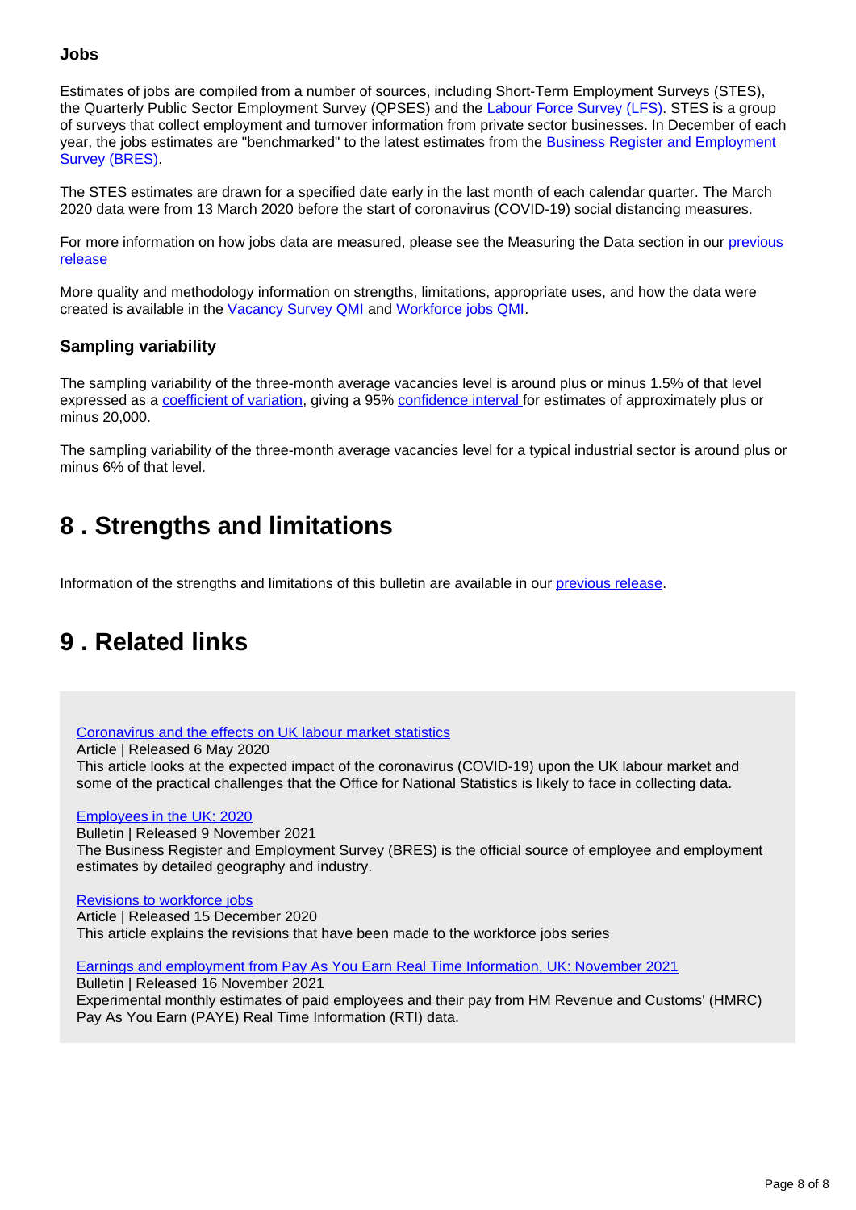### Jobs

Estimates of jobs are compiled from a number of sources, including Short-Term Employment Surveys (STES), the Quarterly Public Sector Employment Survey (QPSES) and the [Labour Force Survey (LFS)](). STES is a group of surveys that collect employment and turnover information from private sector businesses. In December of each year, the jobs estimates are "benchmarked" to the latest estimates from the [Business Register and Employment Survey (BRES)]().

The STES estimates are drawn for a specified date early in the last month of each calendar quarter. The March 2020 data were from 13 March 2020 before the start of coronavirus (COVID-19) social distancing measures.

For more information on how jobs data are measured, please see the Measuring the Data section in our [previous release]()

More quality and methodology information on strengths, limitations, appropriate uses, and how the data were created is available in the [Vacancy Survey QMI]() and [Workforce jobs QMI]().

### Sampling variability

The sampling variability of the three-month average vacancies level is around plus or minus 1.5% of that level expressed as a [coefficient of variation](), giving a 95% [confidence interval]() for estimates of approximately plus or minus 20,000.

The sampling variability of the three-month average vacancies level for a typical industrial sector is around plus or minus 6% of that level.

## 8 . Strengths and limitations

Information of the strengths and limitations of this bulletin are available in our [previous release]().

## 9 . Related links

[Coronavirus and the effects on UK labour market statistics]()
Article | Released 6 May 2020
This article looks at the expected impact of the coronavirus (COVID-19) upon the UK labour market and some of the practical challenges that the Office for National Statistics is likely to face in collecting data.

[Employees in the UK: 2020]()
Bulletin | Released 9 November 2021
The Business Register and Employment Survey (BRES) is the official source of employee and employment estimates by detailed geography and industry.

[Revisions to workforce jobs]()
Article | Released 15 December 2020
This article explains the revisions that have been made to the workforce jobs series

[Earnings and employment from Pay As You Earn Real Time Information, UK: November 2021]()
Bulletin | Released 16 November 2021
Experimental monthly estimates of paid employees and their pay from HM Revenue and Customs' (HMRC) Pay As You Earn (PAYE) Real Time Information (RTI) data.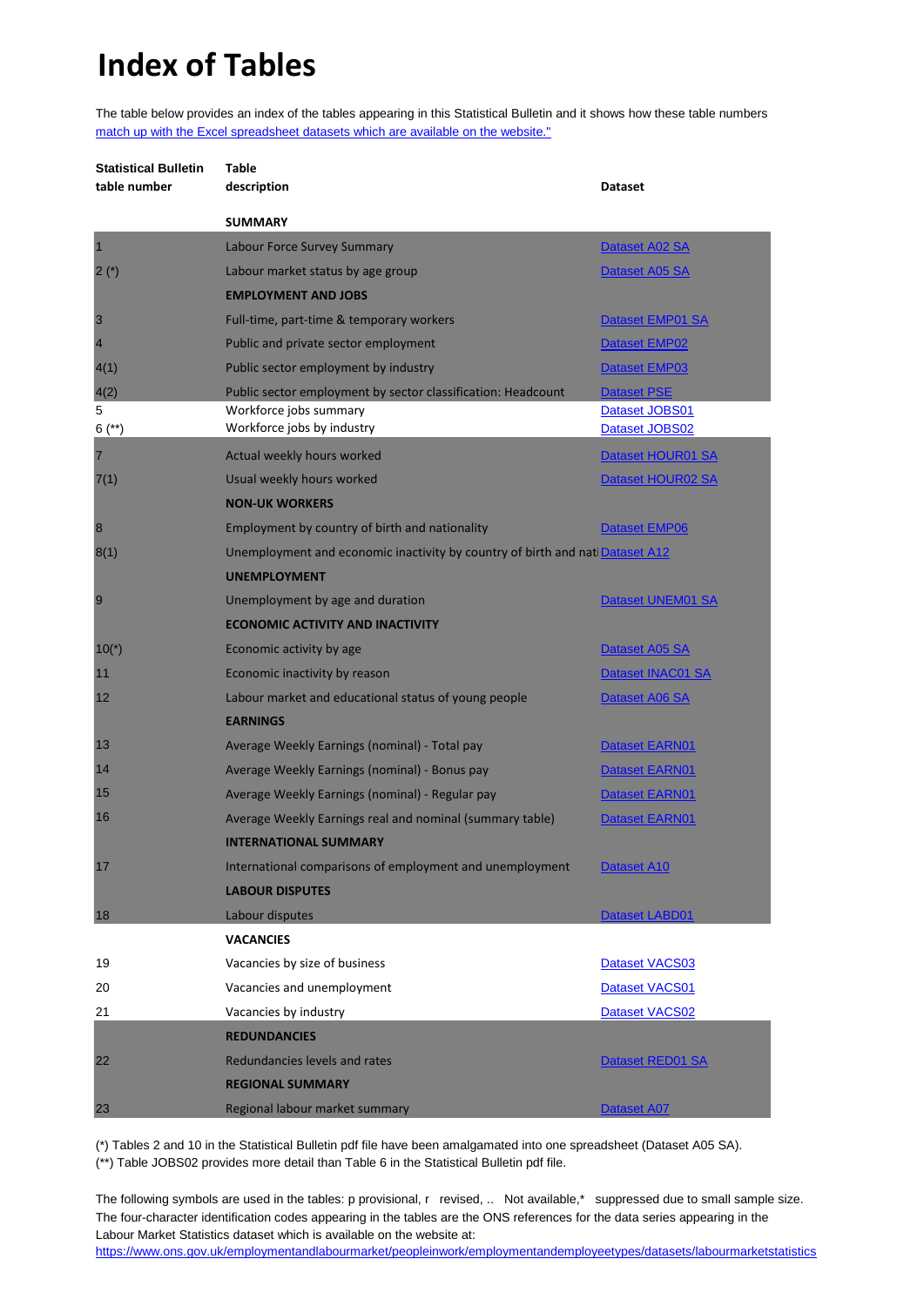# Index of Tables

The table below provides an index of the tables appearing in this Statistical Bulletin and it shows how these table numbers match up with the Excel spreadsheet datasets which are available on the website."

| Statistical Bulletin table number | Table description | Dataset |
|---|---|---|
| | **SUMMARY** | |
| 1 | Labour Force Survey Summary | Dataset A02 SA |
| 2 (*) | Labour market status by age group | Dataset A05 SA |
| | **EMPLOYMENT AND JOBS** | |
| 3 | Full-time, part-time & temporary workers | Dataset EMP01 SA |
| 4 | Public and private sector employment | Dataset EMP02 |
| 4(1) | Public sector employment by industry | Dataset EMP03 |
| 4(2) | Public sector employment by sector classification: Headcount | Dataset PSE |
| 5 | Workforce jobs summary | Dataset JOBS01 |
| 6 (**) | Workforce jobs by industry | Dataset JOBS02 |
| 7 | Actual weekly hours worked | Dataset HOUR01 SA |
| 7(1) | Usual weekly hours worked | Dataset HOUR02 SA |
| | **NON-UK WORKERS** | |
| 8 | Employment by country of birth and nationality | Dataset EMP06 |
| 8(1) | Unemployment and economic inactivity by country of birth and nati | Dataset A12 |
| | **UNEMPLOYMENT** | |
| 9 | Unemployment by age and duration | Dataset UNEM01 SA |
| | **ECONOMIC ACTIVITY AND INACTIVITY** | |
| 10(*) | Economic activity by age | Dataset A05 SA |
| 11 | Economic inactivity by reason | Dataset INAC01 SA |
| 12 | Labour market and educational status of young people | Dataset A06 SA |
| | **EARNINGS** | |
| 13 | Average Weekly Earnings (nominal) - Total pay | Dataset EARN01 |
| 14 | Average Weekly Earnings (nominal) - Bonus pay | Dataset EARN01 |
| 15 | Average Weekly Earnings (nominal) - Regular pay | Dataset EARN01 |
| 16 | Average Weekly Earnings real and nominal (summary table) | Dataset EARN01 |
| | **INTERNATIONAL SUMMARY** | |
| 17 | International comparisons of employment and unemployment | Dataset A10 |
| | **LABOUR DISPUTES** | |
| 18 | Labour disputes | Dataset LABD01 |
| | **VACANCIES** | |
| 19 | Vacancies by size of business | Dataset VACS03 |
| 20 | Vacancies and unemployment | Dataset VACS01 |
| 21 | Vacancies by industry | Dataset VACS02 |
| | **REDUNDANCIES** | |
| 22 | Redundancies levels and rates | Dataset RED01 SA |
| | **REGIONAL SUMMARY** | |
| 23 | Regional labour market summary | Dataset A07 |

(*) Tables 2 and 10 in the Statistical Bulletin pdf file have been amalgamated into one spreadsheet (Dataset A05 SA).
(**) Table JOBS02 provides more detail than Table 6 in the Statistical Bulletin pdf file.

The following symbols are used in the tables: p provisional, r revised, .. Not available,* suppressed due to small sample size.
The four-character identification codes appearing in the tables are the ONS references for the data series appearing in the Labour Market Statistics dataset which is available on the website at:
https://www.ons.gov.uk/employmentandlabourmarket/peopleinwork/employmentandemployeetypes/datasets/labourmarketstatistics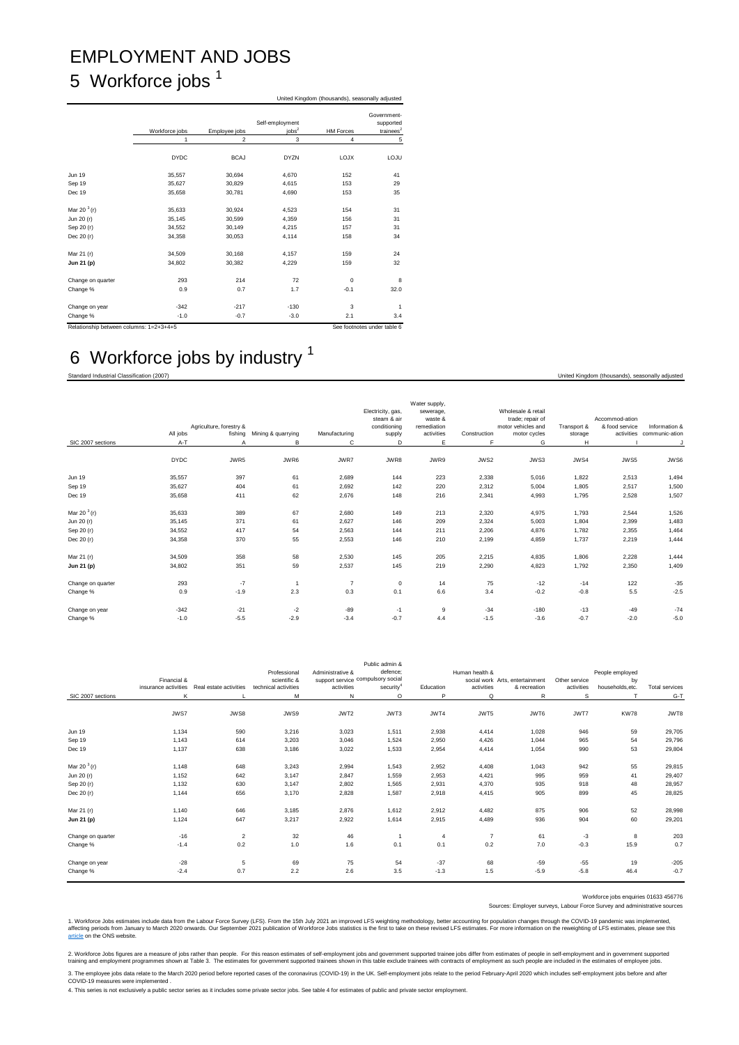# EMPLOYMENT AND JOBS

## 5 Workforce jobs [1]

United Kingdom (thousands), seasonally adjusted

| | Workforce jobs | Employee jobs | Self-employment jobs[2] | HM Forces | Government-supported trainees[2] |
|---|---|---|---|---|---|
| | 1 | 2 | 3 | 4 | 5 |
| | DYDC | BCAJ | DYZN | LOJX | LOJU |
| Jun 19 | 35,557 | 30,694 | 4,670 | 152 | 41 |
| Sep 19 | 35,627 | 30,829 | 4,615 | 153 | 29 |
| Dec 19 | 35,658 | 30,781 | 4,690 | 153 | 35 |
| Mar 20 [3] (r) | 35,633 | 30,924 | 4,523 | 154 | 31 |
| Jun 20 (r) | 35,145 | 30,599 | 4,359 | 156 | 31 |
| Sep 20 (r) | 34,552 | 30,149 | 4,215 | 157 | 31 |
| Dec 20 (r) | 34,358 | 30,053 | 4,114 | 158 | 34 |
| Mar 21 (r) | 34,509 | 30,168 | 4,157 | 159 | 24 |
| **Jun 21 (p)** | 34,802 | 30,382 | 4,229 | 159 | 32 |
| Change on quarter | 293 | 214 | 72 | 0 | 8 |
| Change % | 0.9 | 0.7 | 1.7 | -0.1 | 32.0 |
| Change on year | -342 | -217 | -130 | 3 | 1 |
| Change % | -1.0 | -0.7 | -3.0 | 2.1 | 3.4 |

Relationship between columns: 1=2+3+4+5

See footnotes under table 6

## 6 Workforce jobs by industry [1]

Standard Industrial Classification (2007)

United Kingdom (thousands), seasonally adjusted

| SIC 2007 sections | All jobs | Agriculture, forestry & fishing | Mining & quarrying | Manufacturing | Electricity, gas, steam & air conditioning supply | Water supply, sewerage, waste & remediation activities | Construction | Wholesale & retail trade; repair of motor vehicles and motor cycles | Transport & storage | Accommod-ation & food service activities | Information & communic-ation |
|---|---|---|---|---|---|---|---|---|---|---|---|
| | A-T | A | B | C | D | E | F | G | H | I | J |
| | DYDC | JWR5 | JWR6 | JWR7 | JWR8 | JWR9 | JWS2 | JWS3 | JWS4 | JWS5 | JWS6 |
| Jun 19 | 35,557 | 397 | 61 | 2,689 | 144 | 223 | 2,338 | 5,016 | 1,822 | 2,513 | 1,494 |
| Sep 19 | 35,627 | 404 | 61 | 2,692 | 142 | 220 | 2,312 | 5,004 | 1,805 | 2,517 | 1,500 |
| Dec 19 | 35,658 | 411 | 62 | 2,676 | 148 | 216 | 2,341 | 4,993 | 1,795 | 2,528 | 1,507 |
| Mar 20 [3] (r) | 35,633 | 389 | 67 | 2,680 | 149 | 213 | 2,320 | 4,975 | 1,793 | 2,544 | 1,526 |
| Jun 20 (r) | 35,145 | 371 | 61 | 2,627 | 146 | 209 | 2,324 | 5,003 | 1,804 | 2,399 | 1,483 |
| Sep 20 (r) | 34,552 | 417 | 54 | 2,563 | 144 | 211 | 2,206 | 4,876 | 1,782 | 2,355 | 1,464 |
| Dec 20 (r) | 34,358 | 370 | 55 | 2,553 | 146 | 210 | 2,199 | 4,859 | 1,737 | 2,219 | 1,444 |
| Mar 21 (r) | 34,509 | 358 | 58 | 2,530 | 145 | 205 | 2,215 | 4,835 | 1,806 | 2,228 | 1,444 |
| **Jun 21 (p)** | 34,802 | 351 | 59 | 2,537 | 145 | 219 | 2,290 | 4,823 | 1,792 | 2,350 | 1,409 |
| Change on quarter | 293 | -7 | 1 | 7 | 0 | 14 | 75 | -12 | -14 | 122 | -35 |
| Change % | 0.9 | -1.9 | 2.3 | 0.3 | 0.1 | 6.6 | 3.4 | -0.2 | -0.8 | 5.5 | -2.5 |
| Change on year | -342 | -21 | -2 | -89 | -1 | 9 | -34 | -180 | -13 | -49 | -74 |
| Change % | -1.0 | -5.5 | -2.9 | -3.4 | -0.7 | 4.4 | -1.5 | -3.6 | -0.7 | -2.0 | -5.0 |

| SIC 2007 sections | Financial & insurance activities | Real estate activities | Professional scientific & technical activities | Administrative & support service activities | Public admin & defence; compulsory social security[4] | Education | Human health & social work activities | Arts, entertainment & recreation | Other service activities | People employed by households,etc. | Total services |
|---|---|---|---|---|---|---|---|---|---|---|---|
| | K | L | M | N | O | P | Q | R | S | T | G-T |
| | JWS7 | JWS8 | JWS9 | JWT2 | JWT3 | JWT4 | JWT5 | JWT6 | JWT7 | KW78 | JWT8 |
| Jun 19 | 1,134 | 590 | 3,216 | 3,023 | 1,511 | 2,938 | 4,414 | 1,028 | 946 | 59 | 29,705 |
| Sep 19 | 1,143 | 614 | 3,203 | 3,046 | 1,524 | 2,950 | 4,426 | 1,044 | 965 | 54 | 29,796 |
| Dec 19 | 1,137 | 638 | 3,186 | 3,022 | 1,533 | 2,954 | 4,414 | 1,054 | 990 | 53 | 29,804 |
| Mar 20 [3] (r) | 1,148 | 648 | 3,243 | 2,994 | 1,543 | 2,952 | 4,408 | 1,043 | 942 | 55 | 29,815 |
| Jun 20 (r) | 1,152 | 642 | 3,147 | 2,847 | 1,559 | 2,953 | 4,421 | 995 | 959 | 41 | 29,407 |
| Sep 20 (r) | 1,132 | 630 | 3,147 | 2,802 | 1,565 | 2,931 | 4,370 | 935 | 918 | 48 | 28,957 |
| Dec 20 (r) | 1,144 | 656 | 3,170 | 2,828 | 1,587 | 2,918 | 4,415 | 905 | 899 | 45 | 28,825 |
| Mar 21 (r) | 1,140 | 646 | 3,185 | 2,876 | 1,612 | 2,912 | 4,482 | 875 | 906 | 52 | 28,998 |
| **Jun 21 (p)** | 1,124 | 647 | 3,217 | 2,922 | 1,614 | 2,915 | 4,489 | 936 | 904 | 60 | 29,201 |
| Change on quarter | -16 | 2 | 32 | 46 | 1 | 4 | 7 | 61 | -3 | 8 | 203 |
| Change % | -1.4 | 0.2 | 1.0 | 1.6 | 0.1 | 0.1 | 0.2 | 7.0 | -0.3 | 15.9 | 0.7 |
| Change on year | -28 | 5 | 69 | 75 | 54 | -37 | 68 | -59 | -55 | 19 | -205 |
| Change % | -2.4 | 0.7 | 2.2 | 2.6 | 3.5 | -1.3 | 1.5 | -5.9 | -5.8 | 46.4 | -0.7 |

Workforce jobs enquiries 01633 456776

Sources: Employer surveys, Labour Force Survey and administrative sources

1. Workforce Jobs estimates include data from the Labour Force Survey (LFS). From the 15th July 2021 an improved LFS weighting methodology, better accounting for population changes through the COVID-19 pandemic was implemented, affecting periods from January to March 2020 onwards. Our September 2021 publication of Workforce Jobs statistics is the first to take on these revised LFS estimates. For more information on the reweighting of LFS estimates, please see this article on the ONS website.

2. Workforce Jobs figures are a measure of jobs rather than people. For this reason estimates of self-employment jobs and government supported trainee jobs differ from estimates of people in self-employment and in government supported training and employment programmes shown at Table 3. The estimates for government supported trainees shown in this table exclude trainees with contracts of employment as such people are included in the estimates of employee jobs.

3. The employee jobs data relate to the March 2020 period before reported cases of the coronavirus (COVID-19) in the UK. Self-employment jobs relate to the period February-April 2020 which includes self-employment jobs before and after COVID-19 measures were implemented .

4. This series is not exclusively a public sector series as it includes some private sector jobs. See table 4 for estimates of public and private sector employment.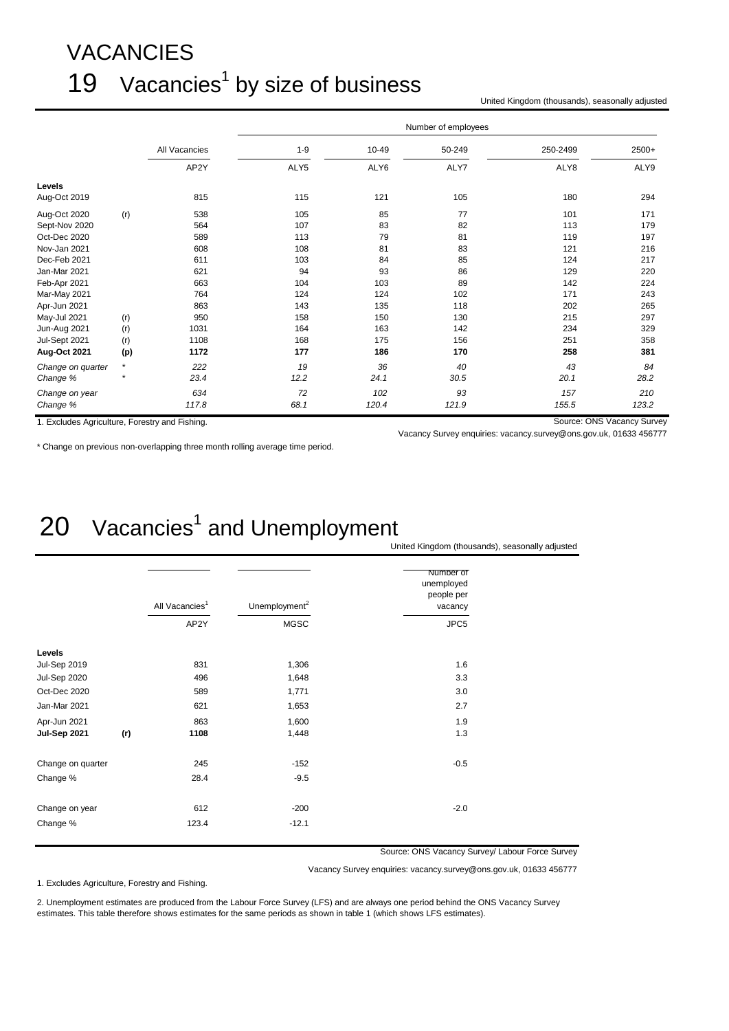# VACANCIES

## 19 Vacancies[1] by size of business

United Kingdom (thousands), seasonally adjusted

| | | All Vacancies | Number of employees | | | | |
|---|---|---|---|---|---|---|---|
| | | | 1-9 | 10-49 | 50-249 | 250-2499 | 2500+ |
| | | AP2Y | ALY5 | ALY6 | ALY7 | ALY8 | ALY9 |
| **Levels** | | | | | | | |
| Aug-Oct 2019 | | 815 | 115 | 121 | 105 | 180 | 294 |
| Aug-Oct 2020 | (r) | 538 | 105 | 85 | 77 | 101 | 171 |
| Sept-Nov 2020 | | 564 | 107 | 83 | 82 | 113 | 179 |
| Oct-Dec 2020 | | 589 | 113 | 79 | 81 | 119 | 197 |
| Nov-Jan 2021 | | 608 | 108 | 81 | 83 | 121 | 216 |
| Dec-Feb 2021 | | 611 | 103 | 84 | 85 | 124 | 217 |
| Jan-Mar 2021 | | 621 | 94 | 93 | 86 | 129 | 220 |
| Feb-Apr 2021 | | 663 | 104 | 103 | 89 | 142 | 224 |
| Mar-May 2021 | | 764 | 124 | 124 | 102 | 171 | 243 |
| Apr-Jun 2021 | | 863 | 143 | 135 | 118 | 202 | 265 |
| May-Jul 2021 | (r) | 950 | 158 | 150 | 130 | 215 | 297 |
| Jun-Aug 2021 | (r) | 1031 | 164 | 163 | 142 | 234 | 329 |
| Jul-Sept 2021 | (r) | 1108 | 168 | 175 | 156 | 251 | 358 |
| **Aug-Oct 2021** | **(p)** | **1172** | **177** | **186** | **170** | **258** | **381** |
| *Change on quarter* | * | *222* | *19* | *36* | *40* | *43* | *84* |
| *Change %* | * | *23.4* | *12.2* | *24.1* | *30.5* | *20.1* | *28.2* |
| *Change on year* | | *634* | *72* | *102* | *93* | *157* | *210* |
| *Change %* | | *117.8* | *68.1* | *120.4* | *121.9* | *155.5* | *123.2* |

1. Excludes Agriculture, Forestry and Fishing.

Source: ONS Vacancy Survey

Vacancy Survey enquiries: vacancy.survey@ons.gov.uk, 01633 456777

\* Change on previous non-overlapping three month rolling average time period.

## 20 Vacancies[1] and Unemployment

United Kingdom (thousands), seasonally adjusted

| | | All Vacancies[1] | Unemployment[2] | Number of unemployed people per vacancy |
|---|---|---|---|---|
| | | AP2Y | MGSC | JPC5 |
| **Levels** | | | | |
| Jul-Sep 2019 | | 831 | 1,306 | 1.6 |
| Jul-Sep 2020 | | 496 | 1,648 | 3.3 |
| Oct-Dec 2020 | | 589 | 1,771 | 3.0 |
| Jan-Mar 2021 | | 621 | 1,653 | 2.7 |
| Apr-Jun 2021 | | 863 | 1,600 | 1.9 |
| **Jul-Sep 2021** | **(r)** | **1108** | 1,448 | 1.3 |
| Change on quarter | | 245 | -152 | -0.5 |
| Change % | | 28.4 | -9.5 | |
| Change on year | | 612 | -200 | -2.0 |
| Change % | | 123.4 | -12.1 | |

Source: ONS Vacancy Survey/ Labour Force Survey

Vacancy Survey enquiries: vacancy.survey@ons.gov.uk, 01633 456777

1. Excludes Agriculture, Forestry and Fishing.

2. Unemployment estimates are produced from the Labour Force Survey (LFS) and are always one period behind the ONS Vacancy Survey estimates. This table therefore shows estimates for the same periods as shown in table 1 (which shows LFS estimates).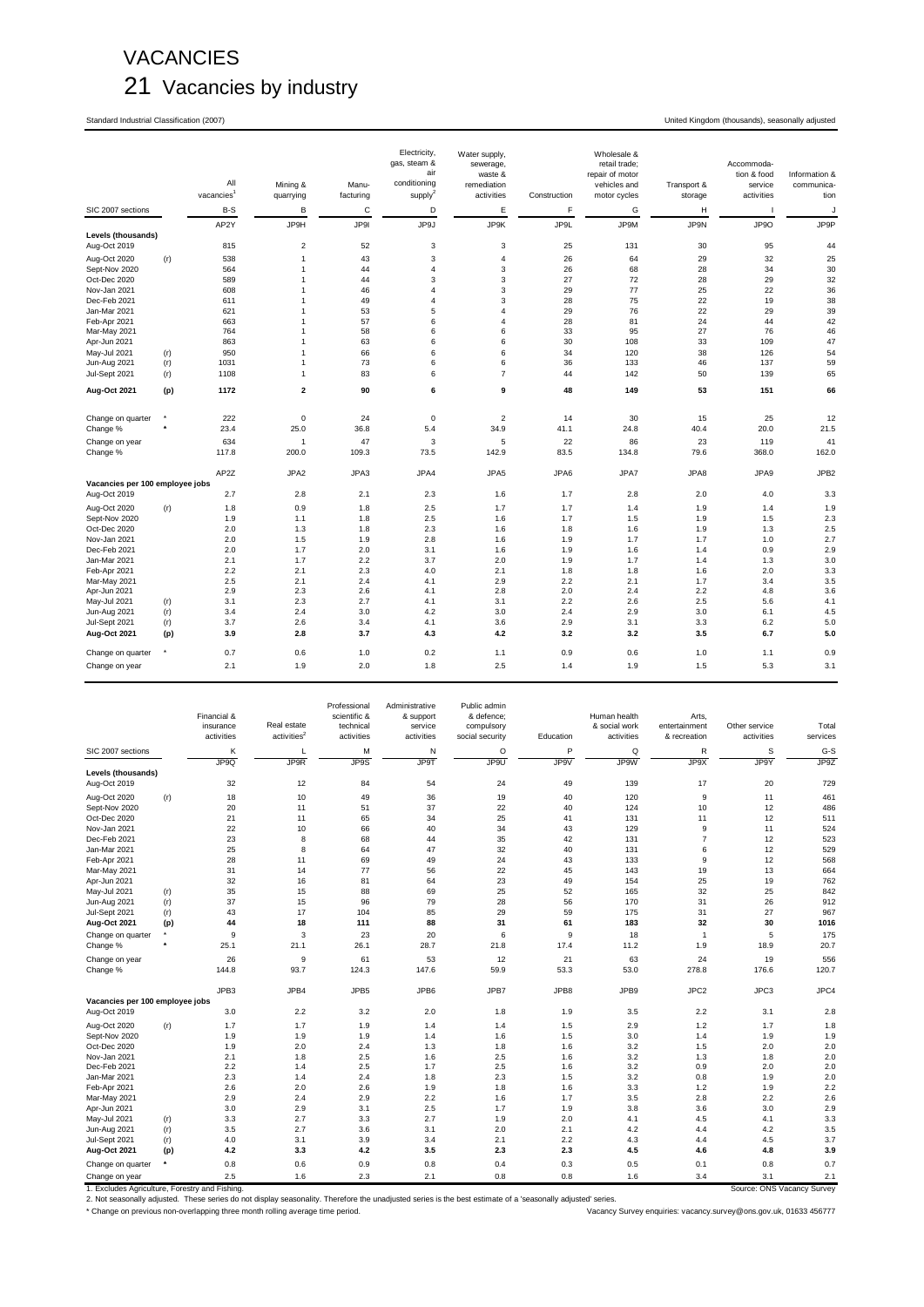# VACANCIES

## 21 Vacancies by industry

Standard Industrial Classification (2007)

United Kingdom (thousands), seasonally adjusted

| | | All vacancies[1] | Mining & quarrying | Manu-facturing | Electricity, gas, steam & air conditioning supply[2] | Water supply, sewerage, waste & remediation activities | Construction | Wholesale & retail trade; repair of motor vehicles and motor cycles | Transport & storage | Accommoda-tion & food service activities | Information & communica-tion |
|---|---|---|---|---|---|---|---|---|---|---|---|
| SIC 2007 sections | | B-S | B | C | D | E | F | G | H | I | J |
| | | AP2Y | JP9H | JP9I | JP9J | JP9K | JP9L | JP9M | JP9N | JP9O | JP9P |
| **Levels (thousands)** | | | | | | | | | | | |
| Aug-Oct 2019 | | 815 | 2 | 52 | 3 | 3 | 25 | 131 | 30 | 95 | 44 |
| Aug-Oct 2020 | (r) | 538 | 1 | 43 | 3 | 4 | 26 | 64 | 29 | 32 | 25 |
| Sept-Nov 2020 | | 564 | 1 | 44 | 4 | 3 | 26 | 68 | 28 | 34 | 30 |
| Oct-Dec 2020 | | 589 | 1 | 44 | 3 | 3 | 27 | 72 | 28 | 29 | 32 |
| Nov-Jan 2021 | | 608 | 1 | 46 | 4 | 3 | 29 | 77 | 25 | 22 | 36 |
| Dec-Feb 2021 | | 611 | 1 | 49 | 4 | 3 | 28 | 75 | 22 | 19 | 38 |
| Jan-Mar 2021 | | 621 | 1 | 53 | 5 | 4 | 29 | 76 | 22 | 29 | 39 |
| Feb-Apr 2021 | | 663 | 1 | 57 | 6 | 4 | 28 | 81 | 24 | 44 | 42 |
| Mar-May 2021 | | 764 | 1 | 58 | 6 | 6 | 33 | 95 | 27 | 76 | 46 |
| Apr-Jun 2021 | | 863 | 1 | 63 | 6 | 6 | 30 | 108 | 33 | 109 | 47 |
| May-Jul 2021 | (r) | 950 | 1 | 66 | 6 | 6 | 34 | 120 | 38 | 126 | 54 |
| Jun-Aug 2021 | (r) | 1031 | 1 | 73 | 6 | 6 | 36 | 133 | 46 | 137 | 59 |
| Jul-Sept 2021 | (r) | 1108 | 1 | 83 | 6 | 7 | 44 | 142 | 50 | 139 | 65 |
| **Aug-Oct 2021** | **(p)** | **1172** | **2** | **90** | **6** | **9** | **48** | **149** | **53** | **151** | **66** |
| Change on quarter | * | 222 | 0 | 24 | 0 | 2 | 14 | 30 | 15 | 25 | 12 |
| Change % | * | 23.4 | 25.0 | 36.8 | 5.4 | 34.9 | 41.1 | 24.8 | 40.4 | 20.0 | 21.5 |
| Change on year | | 634 | 1 | 47 | 3 | 5 | 22 | 86 | 23 | 119 | 41 |
| Change % | | 117.8 | 200.0 | 109.3 | 73.5 | 142.9 | 83.5 | 134.8 | 79.6 | 368.0 | 162.0 |
| | | AP2Z | JPA2 | JPA3 | JPA4 | JPA5 | JPA6 | JPA7 | JPA8 | JPA9 | JPB2 |
| **Vacancies per 100 employee jobs** | | | | | | | | | | | |
| Aug-Oct 2019 | | 2.7 | 2.8 | 2.1 | 2.3 | 1.6 | 1.7 | 2.8 | 2.0 | 4.0 | 3.3 |
| Aug-Oct 2020 | (r) | 1.8 | 0.9 | 1.8 | 2.5 | 1.7 | 1.7 | 1.4 | 1.9 | 1.4 | 1.9 |
| Sept-Nov 2020 | | 1.9 | 1.1 | 1.8 | 2.5 | 1.6 | 1.7 | 1.5 | 1.9 | 1.5 | 2.3 |
| Oct-Dec 2020 | | 2.0 | 1.3 | 1.8 | 2.3 | 1.6 | 1.8 | 1.6 | 1.9 | 1.3 | 2.5 |
| Nov-Jan 2021 | | 2.0 | 1.5 | 1.9 | 2.8 | 1.6 | 1.9 | 1.7 | 1.7 | 1.0 | 2.7 |
| Dec-Feb 2021 | | 2.0 | 1.7 | 2.0 | 3.1 | 1.6 | 1.9 | 1.6 | 1.4 | 0.9 | 2.9 |
| Jan-Mar 2021 | | 2.1 | 1.7 | 2.2 | 3.7 | 2.0 | 1.9 | 1.7 | 1.4 | 1.3 | 3.0 |
| Feb-Apr 2021 | | 2.2 | 2.1 | 2.3 | 4.0 | 2.1 | 1.8 | 1.8 | 1.6 | 2.0 | 3.3 |
| Mar-May 2021 | | 2.5 | 2.1 | 2.4 | 4.1 | 2.9 | 2.2 | 2.1 | 1.7 | 3.4 | 3.5 |
| Apr-Jun 2021 | | 2.9 | 2.3 | 2.6 | 4.1 | 2.8 | 2.0 | 2.4 | 2.2 | 4.8 | 3.6 |
| May-Jul 2021 | (r) | 3.1 | 2.3 | 2.7 | 4.1 | 3.1 | 2.2 | 2.6 | 2.5 | 5.6 | 4.1 |
| Jun-Aug 2021 | (r) | 3.4 | 2.4 | 3.0 | 4.2 | 3.0 | 2.4 | 2.9 | 3.0 | 6.1 | 4.5 |
| Jul-Sept 2021 | (r) | 3.7 | 2.6 | 3.4 | 4.1 | 3.6 | 2.9 | 3.1 | 3.3 | 6.2 | 5.0 |
| **Aug-Oct 2021** | **(p)** | **3.9** | **2.8** | **3.7** | **4.3** | **4.2** | **3.2** | **3.2** | **3.5** | **6.7** | **5.0** |
| Change on quarter | * | 0.7 | 0.6 | 1.0 | 0.2 | 1.1 | 0.9 | 0.6 | 1.0 | 1.1 | 0.9 |
| Change on year | | 2.1 | 1.9 | 2.0 | 1.8 | 2.5 | 1.4 | 1.9 | 1.5 | 5.3 | 3.1 |

| | | Financial & insurance activities | Real estate activities[2] | Professional scientific & technical activities | Administrative & support service activities | Public admin & defence; compulsory social security | Education | Human health & social work activities | Arts, entertainment & recreation | Other service activities | Total services |
|---|---|---|---|---|---|---|---|---|---|---|---|
| SIC 2007 sections | | K | L | M | N | O | P | Q | R | S | G-S |
| | | JP9Q | JP9R | JP9S | JP9T | JP9U | JP9V | JP9W | JP9X | JP9Y | JP9Z |
| **Levels (thousands)** | | | | | | | | | | | |
| Aug-Oct 2019 | | 32 | 12 | 84 | 54 | 24 | 49 | 139 | 17 | 20 | 729 |
| Aug-Oct 2020 | (r) | 18 | 10 | 49 | 36 | 19 | 40 | 120 | 9 | 11 | 461 |
| Sept-Nov 2020 | | 20 | 11 | 51 | 37 | 22 | 40 | 124 | 10 | 12 | 486 |
| Oct-Dec 2020 | | 21 | 11 | 65 | 34 | 25 | 41 | 131 | 11 | 12 | 511 |
| Nov-Jan 2021 | | 22 | 10 | 66 | 40 | 34 | 43 | 129 | 9 | 11 | 524 |
| Dec-Feb 2021 | | 23 | 8 | 68 | 44 | 35 | 42 | 131 | 7 | 12 | 523 |
| Jan-Mar 2021 | | 25 | 8 | 64 | 47 | 32 | 40 | 131 | 6 | 12 | 529 |
| Feb-Apr 2021 | | 28 | 11 | 69 | 49 | 24 | 43 | 133 | 9 | 12 | 568 |
| Mar-May 2021 | | 31 | 14 | 77 | 56 | 22 | 45 | 143 | 19 | 13 | 664 |
| Apr-Jun 2021 | | 32 | 16 | 81 | 64 | 23 | 49 | 154 | 25 | 19 | 762 |
| May-Jul 2021 | (r) | 35 | 15 | 88 | 69 | 25 | 52 | 165 | 32 | 25 | 842 |
| Jun-Aug 2021 | (r) | 37 | 15 | 96 | 79 | 28 | 56 | 170 | 31 | 26 | 912 |
| Jul-Sept 2021 | (r) | 43 | 17 | 104 | 85 | 29 | 59 | 175 | 31 | 27 | 967 |
| **Aug-Oct 2021** | **(p)** | **44** | **18** | **111** | **88** | **31** | **61** | **183** | **32** | **30** | **1016** |
| Change on quarter | * | 9 | 3 | 23 | 20 | 6 | 9 | 18 | 1 | 5 | 175 |
| Change % | * | 25.1 | 21.1 | 26.1 | 28.7 | 21.8 | 17.4 | 11.2 | 1.9 | 18.9 | 20.7 |
| Change on year | | 26 | 9 | 61 | 53 | 12 | 21 | 63 | 24 | 19 | 556 |
| Change % | | 144.8 | 93.7 | 124.3 | 147.6 | 59.9 | 53.3 | 53.0 | 278.8 | 176.6 | 120.7 |
| | | JPB3 | JPB4 | JPB5 | JPB6 | JPB7 | JPB8 | JPB9 | JPC2 | JPC3 | JPC4 |
| **Vacancies per 100 employee jobs** | | | | | | | | | | | |
| Aug-Oct 2019 | | 3.0 | 2.2 | 3.2 | 2.0 | 1.8 | 1.9 | 3.5 | 2.2 | 3.1 | 2.8 |
| Aug-Oct 2020 | (r) | 1.7 | 1.7 | 1.9 | 1.4 | 1.4 | 1.5 | 2.9 | 1.2 | 1.7 | 1.8 |
| Sept-Nov 2020 | | 1.9 | 1.9 | 1.9 | 1.4 | 1.6 | 1.5 | 3.0 | 1.4 | 1.9 | 1.9 |
| Oct-Dec 2020 | | 1.9 | 2.0 | 2.4 | 1.3 | 1.8 | 1.6 | 3.2 | 1.5 | 2.0 | 2.0 |
| Nov-Jan 2021 | | 2.1 | 1.8 | 2.5 | 1.6 | 2.5 | 1.6 | 3.2 | 1.3 | 1.8 | 2.0 |
| Dec-Feb 2021 | | 2.2 | 1.4 | 2.5 | 1.7 | 2.5 | 1.6 | 3.2 | 0.9 | 2.0 | 2.0 |
| Jan-Mar 2021 | | 2.3 | 1.4 | 2.4 | 1.8 | 2.3 | 1.5 | 3.2 | 0.8 | 1.9 | 2.0 |
| Feb-Apr 2021 | | 2.6 | 2.0 | 2.6 | 1.9 | 1.8 | 1.6 | 3.3 | 1.2 | 1.9 | 2.2 |
| Mar-May 2021 | | 2.9 | 2.4 | 2.9 | 2.2 | 1.6 | 1.7 | 3.5 | 2.8 | 2.2 | 2.6 |
| Apr-Jun 2021 | | 3.0 | 2.9 | 3.1 | 2.5 | 1.7 | 1.9 | 3.8 | 3.6 | 3.0 | 2.9 |
| May-Jul 2021 | (r) | 3.3 | 2.7 | 3.3 | 2.7 | 1.9 | 2.0 | 4.1 | 4.5 | 4.1 | 3.3 |
| Jun-Aug 2021 | (r) | 3.5 | 2.7 | 3.6 | 3.1 | 2.0 | 2.1 | 4.2 | 4.4 | 4.2 | 3.5 |
| Jul-Sept 2021 | (r) | 4.0 | 3.1 | 3.9 | 3.4 | 2.1 | 2.2 | 4.3 | 4.4 | 4.5 | 3.7 |
| **Aug-Oct 2021** | **(p)** | **4.2** | **3.3** | **4.2** | **3.5** | **2.3** | **2.3** | **4.5** | **4.6** | **4.8** | **3.9** |
| Change on quarter | * | 0.8 | 0.6 | 0.9 | 0.8 | 0.4 | 0.3 | 0.5 | 0.1 | 0.8 | 0.7 |
| Change on year | | 2.5 | 1.6 | 2.3 | 2.1 | 0.8 | 0.8 | 1.6 | 3.4 | 3.1 | 2.1 |

1. Excludes Agriculture, Forestry and Fishing.

2. Not seasonally adjusted. These series do not display seasonality. Therefore the unadjusted series is the best estimate of a 'seasonally adjusted' series.

* Change on previous non-overlapping three month rolling average time period.

Source: ONS Vacancy Survey

Vacancy Survey enquiries: vacancy.survey@ons.gov.uk, 01633 456777